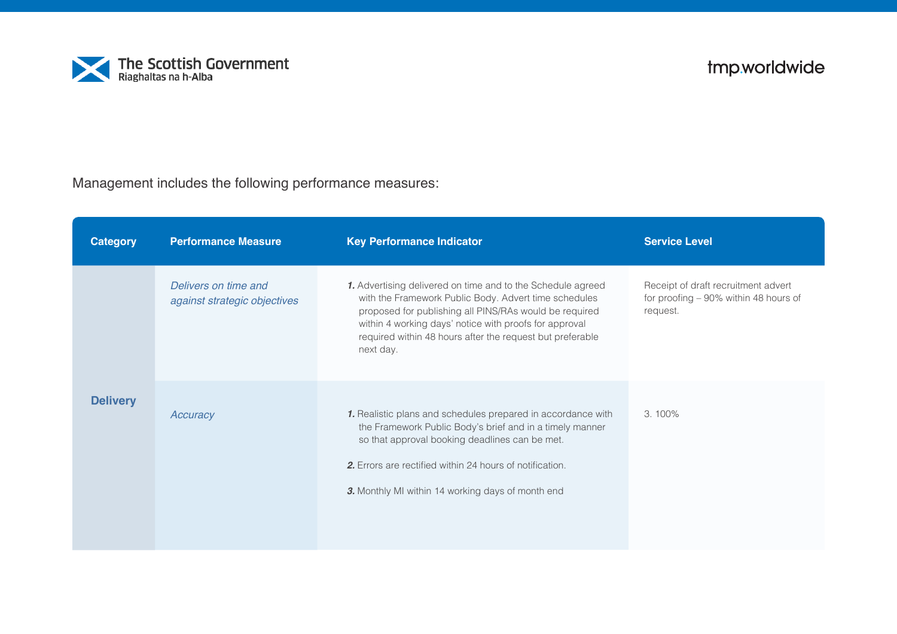The Scottish Government
Riaghaltas na h-Alba

tmp.worldwide

Management includes the following performance measures:

| Category | Performance Measure | Key Performance Indicator | Service Level |
|---|---|---|---|
| Delivery | *Delivers on time and against strategic objectives* | ***1.*** Advertising delivered on time and to the Schedule agreed with the Framework Public Body. Advert time schedules proposed for publishing all PINS/RAs would be required within 4 working days' notice with proofs for approval required within 48 hours after the request but preferable next day. | Receipt of draft recruitment advert for proofing – 90% within 48 hours of request. |
| | *Accuracy* | ***1.*** Realistic plans and schedules prepared in accordance with the Framework Public Body's brief and in a timely manner so that approval booking deadlines can be met.<br><br>***2.*** Errors are rectified within 24 hours of notification.<br><br>***3.*** Monthly MI within 14 working days of month end | 3. 100% |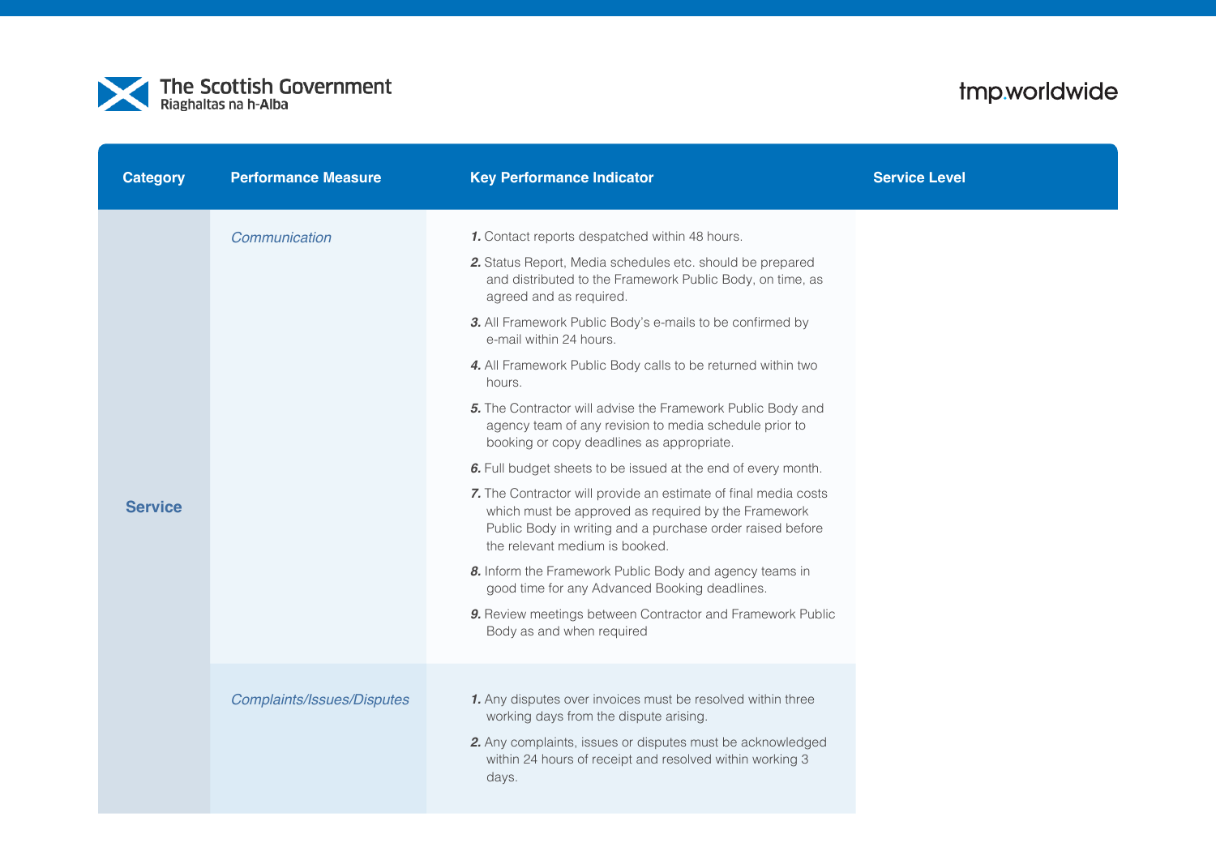The Scottish Government
Riaghaltas na h-Alba

tmp.worldwide

| Category | Performance Measure | Key Performance Indicator | Service Level |
|---|---|---|---|
| Service | *Communication* | ***1.*** Contact reports despatched within 48 hours.<br>***2.*** Status Report, Media schedules etc. should be prepared and distributed to the Framework Public Body, on time, as agreed and as required.<br>***3.*** All Framework Public Body's e-mails to be confirmed by e-mail within 24 hours.<br>***4.*** All Framework Public Body calls to be returned within two hours.<br>***5.*** The Contractor will advise the Framework Public Body and agency team of any revision to media schedule prior to booking or copy deadlines as appropriate.<br>***6.*** Full budget sheets to be issued at the end of every month.<br>***7.*** The Contractor will provide an estimate of final media costs which must be approved as required by the Framework Public Body in writing and a purchase order raised before the relevant medium is booked.<br>***8.*** Inform the Framework Public Body and agency teams in good time for any Advanced Booking deadlines.<br>***9.*** Review meetings between Contractor and Framework Public Body as and when required | |
| | *Complaints/Issues/Disputes* | ***1.*** Any disputes over invoices must be resolved within three working days from the dispute arising.<br>***2.*** Any complaints, issues or disputes must be acknowledged within 24 hours of receipt and resolved within working 3 days. | |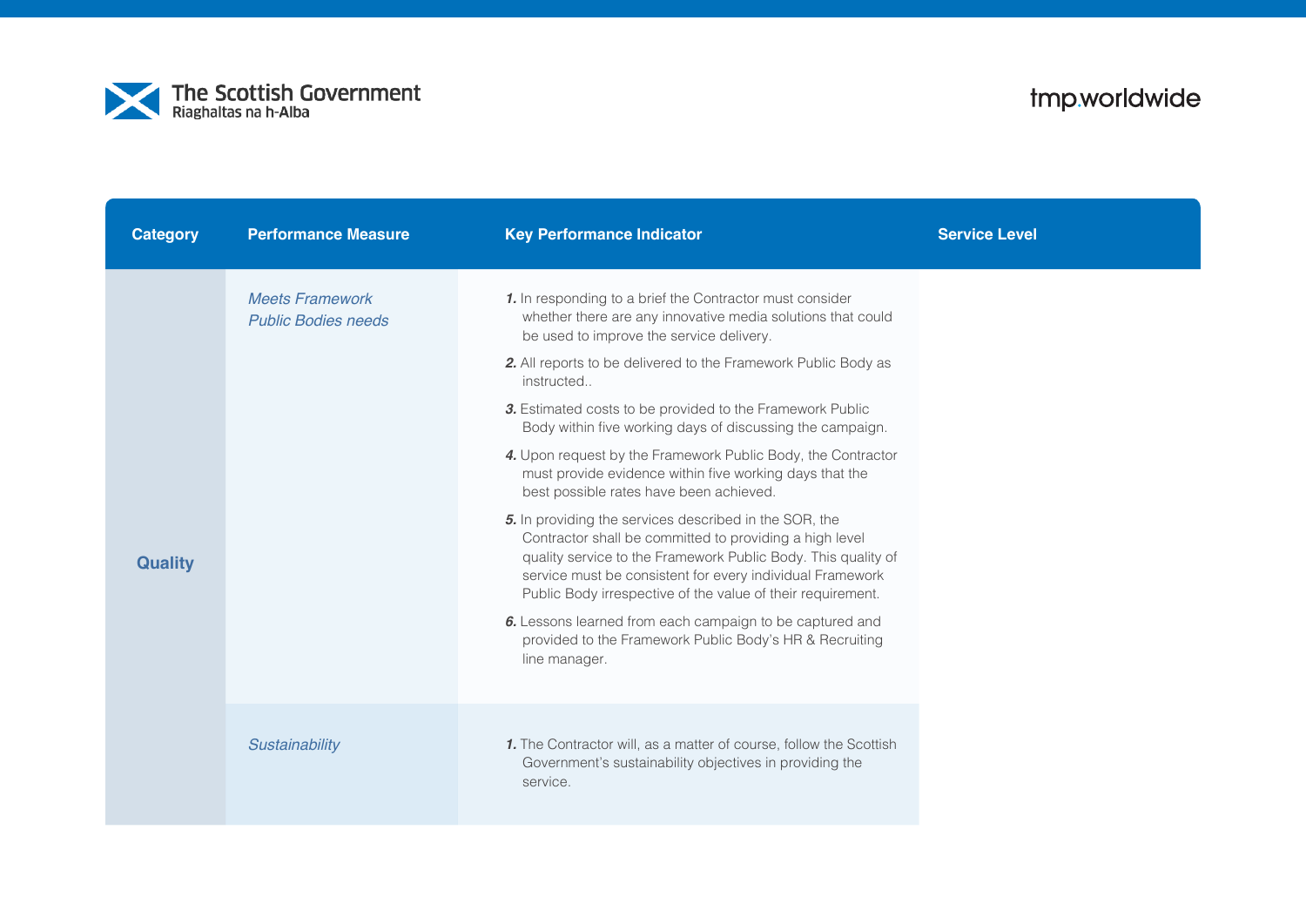| Category | Performance Measure | Key Performance Indicator | Service Level |
|---|---|---|---|
| **Quality** | *Meets Framework Public Bodies needs* | ***1.*** In responding to a brief the Contractor must consider whether there are any innovative media solutions that could be used to improve the service delivery.<br>***2.*** All reports to be delivered to the Framework Public Body as instructed..<br>***3.*** Estimated costs to be provided to the Framework Public Body within five working days of discussing the campaign.<br>***4.*** Upon request by the Framework Public Body, the Contractor must provide evidence within five working days that the best possible rates have been achieved.<br>***5.*** In providing the services described in the SOR, the Contractor shall be committed to providing a high level quality service to the Framework Public Body. This quality of service must be consistent for every individual Framework Public Body irrespective of the value of their requirement.<br>***6.*** Lessons learned from each campaign to be captured and provided to the Framework Public Body's HR & Recruiting line manager. | |
| | *Sustainability* | ***1.*** The Contractor will, as a matter of course, follow the Scottish Government's sustainability objectives in providing the service. | |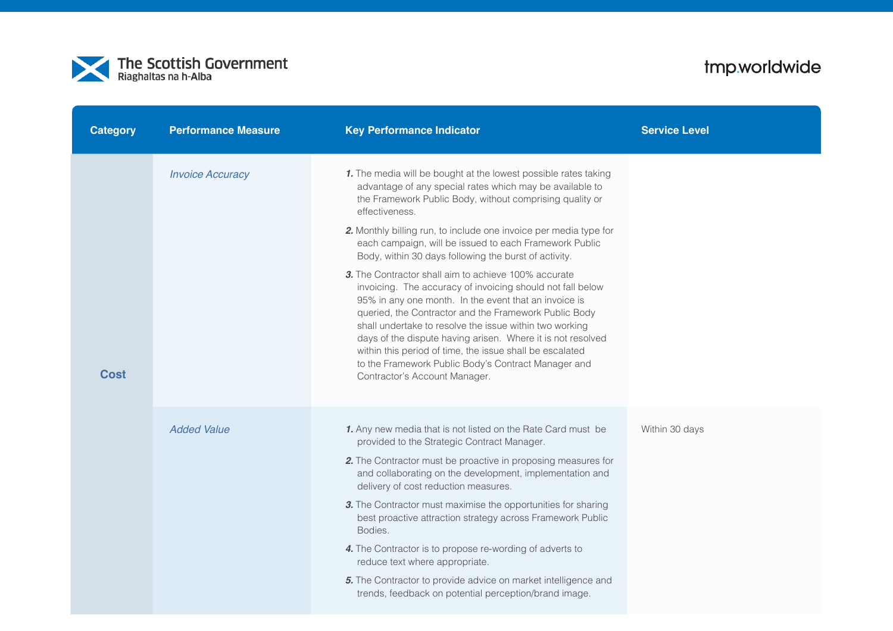The Scottish Government
Riaghaltas na h-Alba

tmp.worldwide

| Category | Performance Measure | Key Performance Indicator | Service Level |
|---|---|---|---|
| Cost | *Invoice Accuracy* | ***1.*** The media will be bought at the lowest possible rates taking advantage of any special rates which may be available to the Framework Public Body, without comprising quality or effectiveness.<br>***2.*** Monthly billing run, to include one invoice per media type for each campaign, will be issued to each Framework Public Body, within 30 days following the burst of activity.<br>***3.*** The Contractor shall aim to achieve 100% accurate invoicing. The accuracy of invoicing should not fall below 95% in any one month. In the event that an invoice is queried, the Contractor and the Framework Public Body shall undertake to resolve the issue within two working days of the dispute having arisen. Where it is not resolved within this period of time, the issue shall be escalated to the Framework Public Body's Contract Manager and Contractor's Account Manager. | |
| | *Added Value* | ***1.*** Any new media that is not listed on the Rate Card must be provided to the Strategic Contract Manager.<br>***2.*** The Contractor must be proactive in proposing measures for and collaborating on the development, implementation and delivery of cost reduction measures.<br>***3.*** The Contractor must maximise the opportunities for sharing best proactive attraction strategy across Framework Public Bodies.<br>***4.*** The Contractor is to propose re-wording of adverts to reduce text where appropriate.<br>***5.*** The Contractor to provide advice on market intelligence and trends, feedback on potential perception/brand image. | Within 30 days |